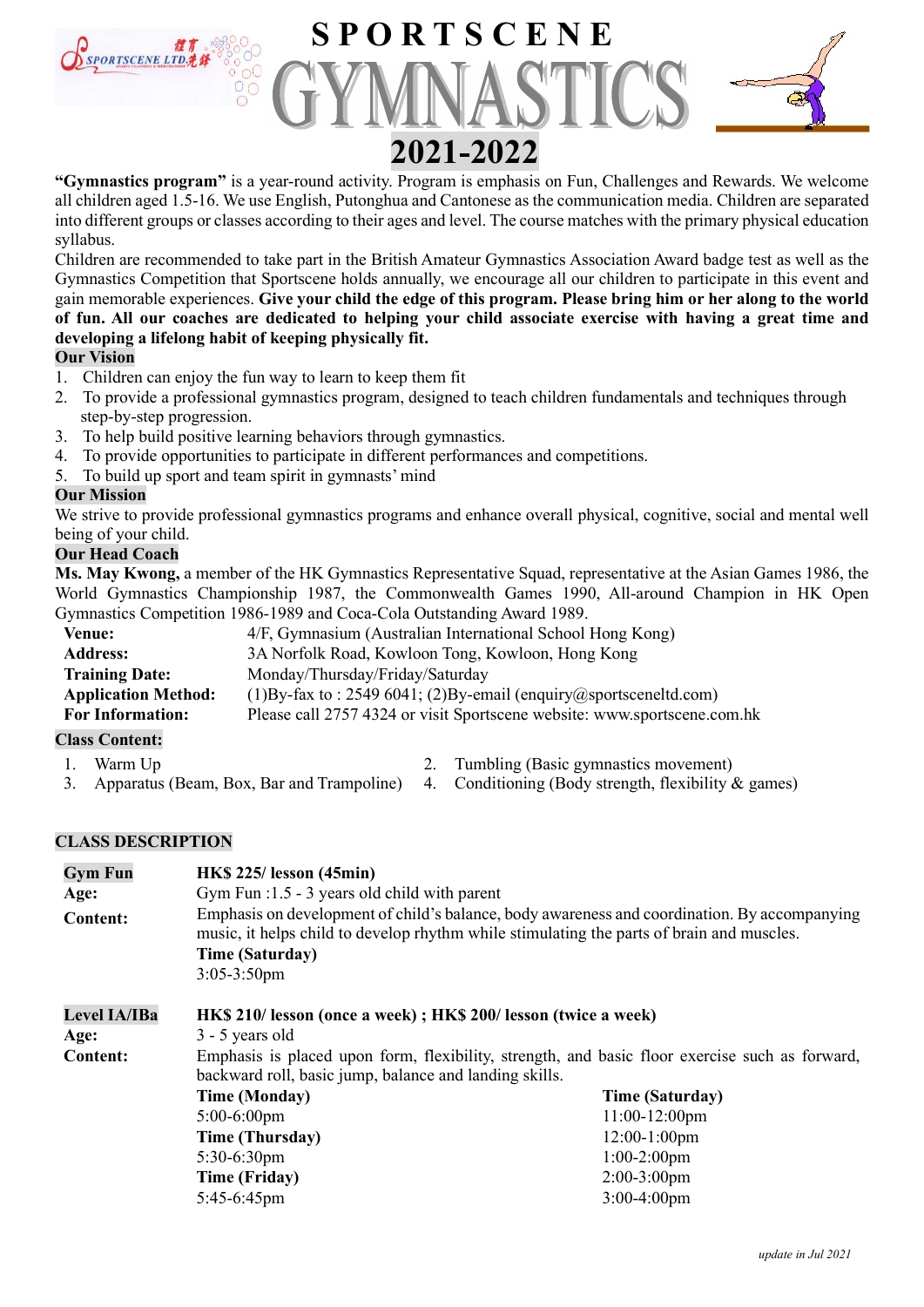# SPORTSCENE GYMNASTICS 2021-2022

**"Gymnastics program"** is a year-round activity. Program is emphasis on Fun, Challenges and Rewards. We welcome all children aged 1.5-16. We use English, Putonghua and Cantonese as the communication media. Children are separated into different groups or classes according to their ages and level. The course matches with the primary physical education syllabus.

Children are recommended to take part in the British Amateur Gymnastics Association Award badge test as well as the Gymnastics Competition that Sportscene holds annually, we encourage all our children to participate in this event and gain memorable experiences. **Give your child the edge of this program. Please bring him or her along to the world of fun. All our coaches are dedicated to helping your child associate exercise with having a great time and developing a lifelong habit of keeping physically fit.**

## Our Vision

1. Children can enjoy the fun way to learn to keep them fit
2. To provide a professional gymnastics program, designed to teach children fundamentals and techniques through step-by-step progression.
3. To help build positive learning behaviors through gymnastics.
4. To provide opportunities to participate in different performances and competitions.
5. To build up sport and team spirit in gymnasts' mind

## Our Mission

We strive to provide professional gymnastics programs and enhance overall physical, cognitive, social and mental well being of your child.

## Our Head Coach

**Ms. May Kwong,** a member of the HK Gymnastics Representative Squad, representative at the Asian Games 1986, the World Gymnastics Championship 1987, the Commonwealth Games 1990, All-around Champion in HK Open Gymnastics Competition 1986-1989 and Coca-Cola Outstanding Award 1989.

| | |
|---|---|
| **Venue:** | 4/F, Gymnasium (Australian International School Hong Kong) |
| **Address:** | 3A Norfolk Road, Kowloon Tong, Kowloon, Hong Kong |
| **Training Date:** | Monday/Thursday/Friday/Saturday |
| **Application Method:** | (1)By-fax to : 2549 6041; (2)By-email (enquiry@sportsceneltd.com) |
| **For Information:** | Please call 2757 4324 or visit Sportscene website: www.sportscene.com.hk |

## Class Content:

1. Warm Up
2. Tumbling (Basic gymnastics movement)
3. Apparatus (Beam, Box, Bar and Trampoline)
4. Conditioning (Body strength, flexibility & games)

## CLASS DESCRIPTION

### Gym Fun

**HK$ 225/ lesson (45min)**

**Age:** Gym Fun :1.5 - 3 years old child with parent

**Content:** Emphasis on development of child's balance, body awareness and coordination. By accompanying music, it helps child to develop rhythm while stimulating the parts of brain and muscles.

**Time (Saturday)**
3:05-3:50pm

### Level IA/IBa

**HK$ 210/ lesson (once a week) ; HK$ 200/ lesson (twice a week)**

**Age:** 3 - 5 years old

**Content:** Emphasis is placed upon form, flexibility, strength, and basic floor exercise such as forward, backward roll, basic jump, balance and landing skills.

**Time (Monday)**
5:00-6:00pm

**Time (Thursday)**
5:30-6:30pm

**Time (Friday)**
5:45-6:45pm

**Time (Saturday)**
11:00-12:00pm
12:00-1:00pm
1:00-2:00pm
2:00-3:00pm
3:00-4:00pm

*update in Jul 2021*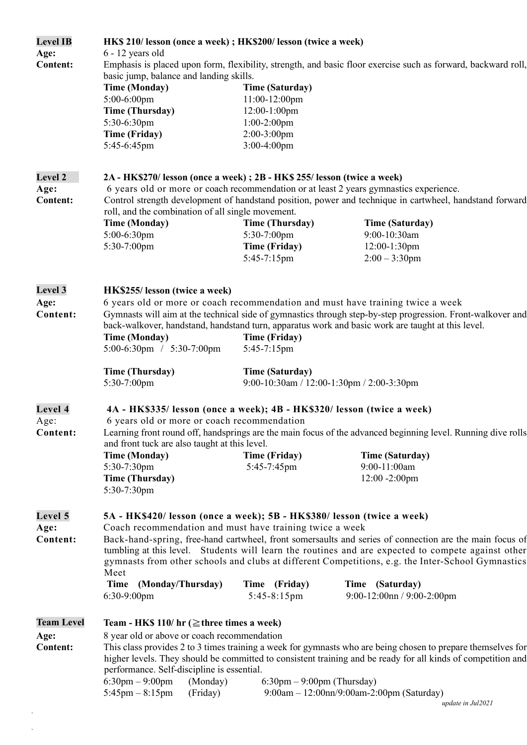**Level IB** — **HK$ 210/ lesson (once a week) ; HK$200/ lesson (twice a week)**

**Age:** 6 - 12 years old

**Content:** Emphasis is placed upon form, flexibility, strength, and basic floor exercise such as forward, backward roll, basic jump, balance and landing skills.

**Time (Monday)**
5:00-6:00pm

**Time (Thursday)**
5:30-6:30pm

**Time (Friday)**
5:45-6:45pm

**Time (Saturday)**
11:00-12:00pm
12:00-1:00pm
1:00-2:00pm
2:00-3:00pm
3:00-4:00pm

**Level 2** — **2A - HK$270/ lesson (once a week) ; 2B - HK$ 255/ lesson (twice a week)**

**Age:** 6 years old or more or coach recommendation or at least 2 years gymnastics experience.

**Content:** Control strength development of handstand position, power and technique in cartwheel, handstand forward roll, and the combination of all single movement.

**Time (Monday)**
5:00-6:30pm
5:30-7:00pm

**Time (Thursday)**
5:30-7:00pm

**Time (Friday)**
5:45-7:15pm

**Time (Saturday)**
9:00-10:30am
12:00-1:30pm
2:00 – 3:30pm

**Level 3** — **HK$255/ lesson (twice a week)**

**Age:** 6 years old or more or coach recommendation and must have training twice a week

**Content:** Gymnasts will aim at the technical side of gymnastics through step-by-step progression. Front-walkover and back-walkover, handstand, handstand turn, apparatus work and basic work are taught at this level.

**Time (Monday)**
5:00-6:30pm / 5:30-7:00pm

**Time (Friday)**
5:45-7:15pm

**Time (Thursday)**
5:30-7:00pm

**Time (Saturday)**
9:00-10:30am / 12:00-1:30pm / 2:00-3:30pm

**Level 4** — **4A - HK$335/ lesson (once a week); 4B - HK$320/ lesson (twice a week)**

Age: 6 years old or more or coach recommendation

**Content:** Learning front round off, handsprings are the main focus of the advanced beginning level. Running dive rolls and front tuck are also taught at this level.

**Time (Monday)**
5:30-7:30pm

**Time (Thursday)**
5:30-7:30pm

**Time (Friday)**
5:45-7:45pm

**Time (Saturday)**
9:00-11:00am
12:00 -2:00pm

**Level 5** — **5A - HK$420/ lesson (once a week); 5B - HK$380/ lesson (twice a week)**

**Age:** Coach recommendation and must have training twice a week

**Content:** Back-hand-spring, free-hand cartwheel, front somersaults and series of connection are the main focus of tumbling at this level. Students will learn the routines and are expected to compete against other gymnasts from other schools and clubs at different Competitions, e.g. the Inter-School Gymnastics Meet

**Time (Monday/Thursday)**
6:30-9:00pm

**Time (Friday)**
5:45-8:15pm

**Time (Saturday)**
9:00-12:00nn / 9:00-2:00pm

**Team Level** — **Team - HK$ 110/ hr (≧three times a week)**

**Age:** 8 year old or above or coach recommendation

**Content:** This class provides 2 to 3 times training a week for gymnasts who are being chosen to prepare themselves for higher levels. They should be committed to consistent training and be ready for all kinds of competition and performance. Self-discipline is essential.

6:30pm – 9:00pm (Monday)
6:30pm – 9:00pm (Thursday)
5:45pm – 8:15pm (Friday)
9:00am – 12:00nn/9:00am-2:00pm (Saturday)

*update in Jul2021*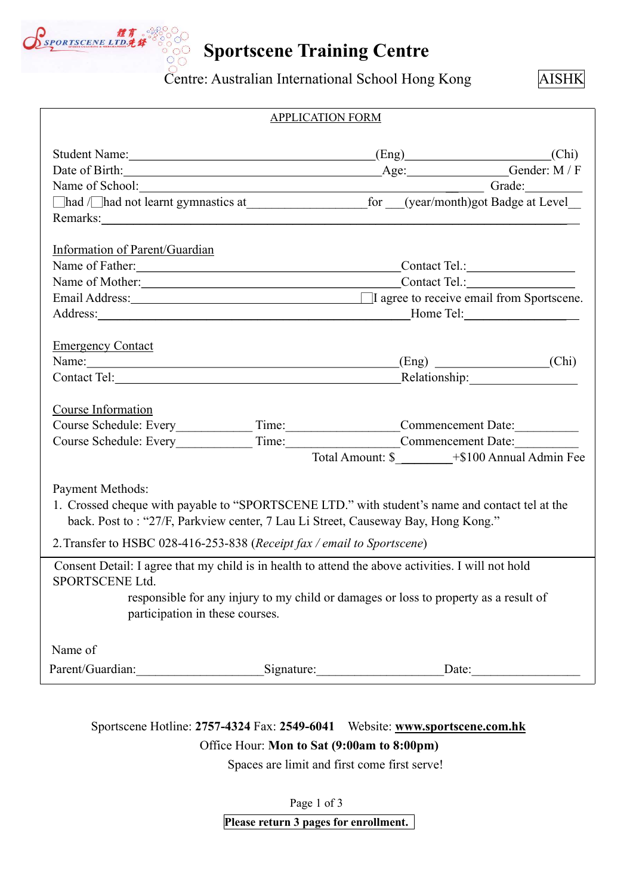SPORTSCENE LTD. 體育先鋒

# Sportscene Training Centre

Centre: Australian International School Hong Kong **AISHK**

## APPLICATION FORM

Student Name:______________________________(Eng)______________________(Chi)
Date of Birth:______________________________Age:______________Gender: M / F
Name of School:______________________________________________Grade:_________
☐had /☐had not learnt gymnastics at_________________for ___(year/month)got Badge at Level__
Remarks:____________________________________________________________________

**Information of Parent/Guardian**
Name of Father:_________________________________Contact Tel.:_________________
Name of Mother:_________________________________Contact Tel.:_________________
Email Address:_______________________________☐I agree to receive email from Sportscene.
Address:_____________________________________________Home Tel:_________________

**Emergency Contact**
Name:_________________________________________(Eng) _________________(Chi)
Contact Tel:______________________________________Relationship:_________________

**Course Information**
Course Schedule: Every____________ Time:__________________Commencement Date:__________
Course Schedule: Every____________ Time:__________________Commencement Date:__________
Total Amount: $_________+$100 Annual Admin Fee

Payment Methods:

1. Crossed cheque with payable to "SPORTSCENE LTD." with student's name and contact tel at the back. Post to : "27/F, Parkview center, 7 Lau Li Street, Causeway Bay, Hong Kong."
2. Transfer to HSBC 028-416-253-838 (*Receipt fax / email to Sportscene*)

Consent Detail: I agree that my child is in health to attend the above activities. I will not hold SPORTSCENE Ltd.
responsible for any injury to my child or damages or loss to property as a result of participation in these courses.

Name of
Parent/Guardian:___________________Signature:___________________Date:_________________

Sportscene Hotline: **2757-4324** Fax: **2549-6041** Website: **www.sportscene.com.hk**
Office Hour: **Mon to Sat (9:00am to 8:00pm)**
Spaces are limit and first come first serve!

**Please return 3 pages for enrollment.**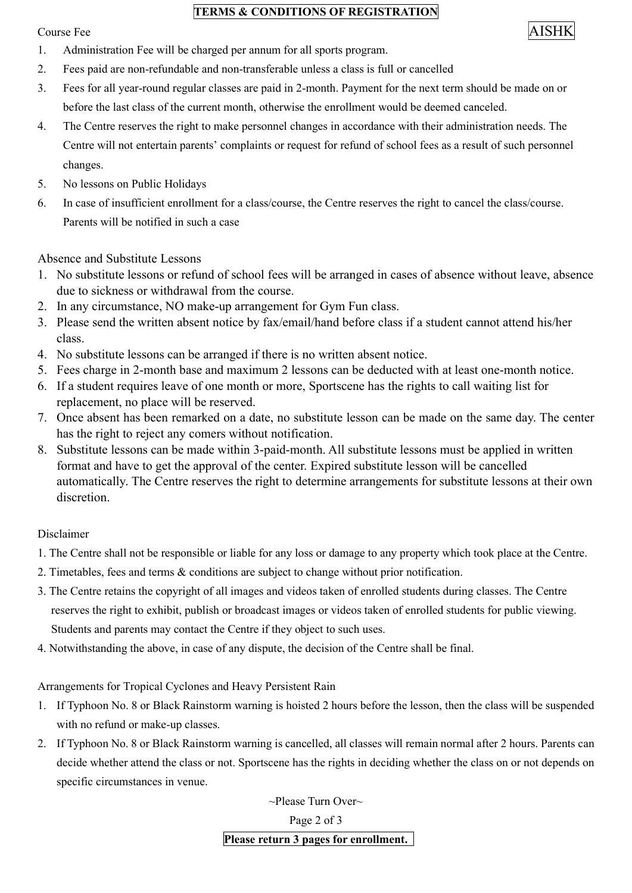# TERMS & CONDITIONS OF REGISTRATION

AISHK

## Course Fee

1. Administration Fee will be charged per annum for all sports program.
2. Fees paid are non-refundable and non-transferable unless a class is full or cancelled
3. Fees for all year-round regular classes are paid in 2-month. Payment for the next term should be made on or before the last class of the current month, otherwise the enrollment would be deemed canceled.
4. The Centre reserves the right to make personnel changes in accordance with their administration needs. The Centre will not entertain parents' complaints or request for refund of school fees as a result of such personnel changes.
5. No lessons on Public Holidays
6. In case of insufficient enrollment for a class/course, the Centre reserves the right to cancel the class/course. Parents will be notified in such a case

## Absence and Substitute Lessons

1. No substitute lessons or refund of school fees will be arranged in cases of absence without leave, absence due to sickness or withdrawal from the course.
2. In any circumstance, NO make-up arrangement for Gym Fun class.
3. Please send the written absent notice by fax/email/hand before class if a student cannot attend his/her class.
4. No substitute lessons can be arranged if there is no written absent notice.
5. Fees charge in 2-month base and maximum 2 lessons can be deducted with at least one-month notice.
6. If a student requires leave of one month or more, Sportscene has the rights to call waiting list for replacement, no place will be reserved.
7. Once absent has been remarked on a date, no substitute lesson can be made on the same day. The center has the right to reject any comers without notification.
8. Substitute lessons can be made within 3-paid-month. All substitute lessons must be applied in written format and have to get the approval of the center. Expired substitute lesson will be cancelled automatically. The Centre reserves the right to determine arrangements for substitute lessons at their own discretion.

## Disclaimer

1. The Centre shall not be responsible or liable for any loss or damage to any property which took place at the Centre.
2. Timetables, fees and terms & conditions are subject to change without prior notification.
3. The Centre retains the copyright of all images and videos taken of enrolled students during classes. The Centre reserves the right to exhibit, publish or broadcast images or videos taken of enrolled students for public viewing. Students and parents may contact the Centre if they object to such uses.
4. Notwithstanding the above, in case of any dispute, the decision of the Centre shall be final.

## Arrangements for Tropical Cyclones and Heavy Persistent Rain

1. If Typhoon No. 8 or Black Rainstorm warning is hoisted 2 hours before the lesson, then the class will be suspended with no refund or make-up classes.
2. If Typhoon No. 8 or Black Rainstorm warning is cancelled, all classes will remain normal after 2 hours. Parents can decide whether attend the class or not. Sportscene has the rights in deciding whether the class on or not depends on specific circumstances in venue.

~Please Turn Over~

**Please return 3 pages for enrollment.**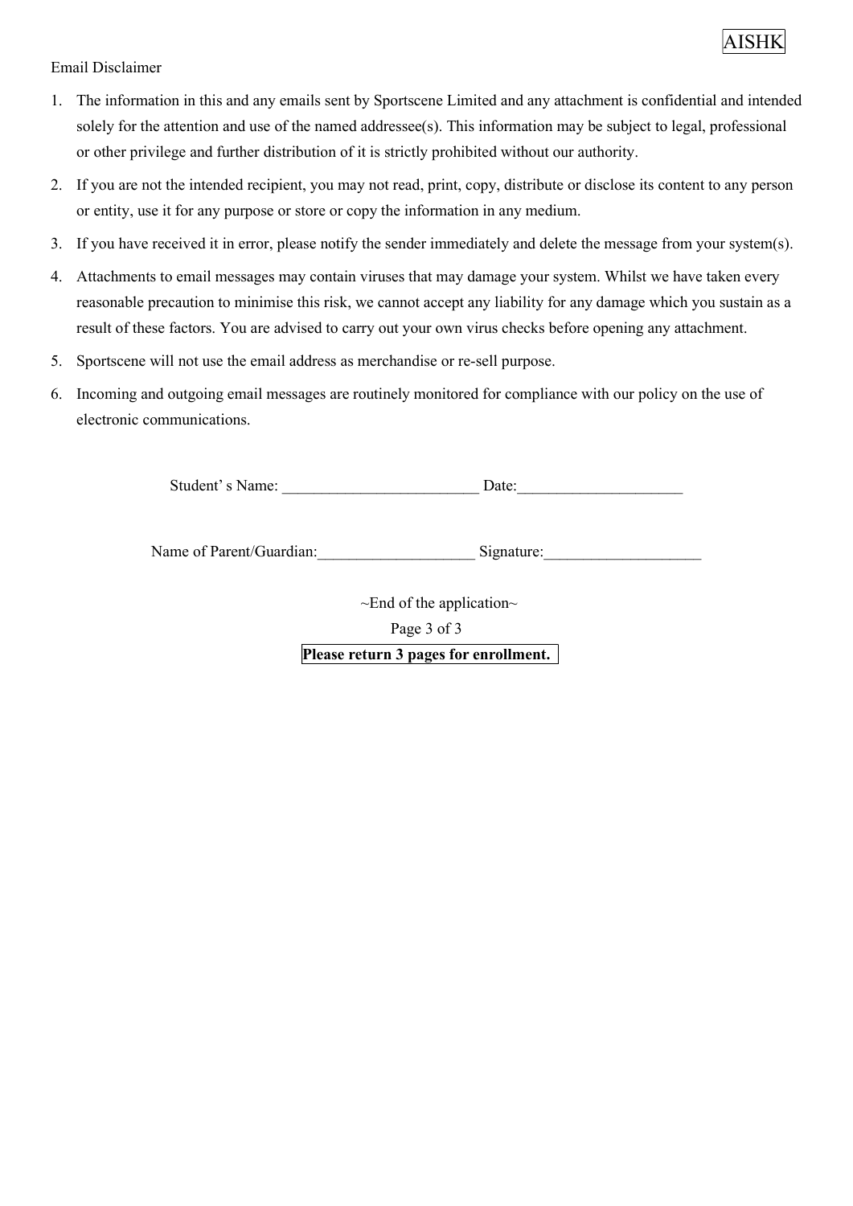AISHK

Email Disclaimer

1. The information in this and any emails sent by Sportscene Limited and any attachment is confidential and intended solely for the attention and use of the named addressee(s). This information may be subject to legal, professional or other privilege and further distribution of it is strictly prohibited without our authority.
2. If you are not the intended recipient, you may not read, print, copy, distribute or disclose its content to any person or entity, use it for any purpose or store or copy the information in any medium.
3. If you have received it in error, please notify the sender immediately and delete the message from your system(s).
4. Attachments to email messages may contain viruses that may damage your system. Whilst we have taken every reasonable precaution to minimise this risk, we cannot accept any liability for any damage which you sustain as a result of these factors. You are advised to carry out your own virus checks before opening any attachment.
5. Sportscene will not use the email address as merchandise or re-sell purpose.
6. Incoming and outgoing email messages are routinely monitored for compliance with our policy on the use of electronic communications.

Student' s Name: _________________________ Date:_____________________

Name of Parent/Guardian:____________________ Signature:____________________

~End of the application~

**Please return 3 pages for enrollment.**